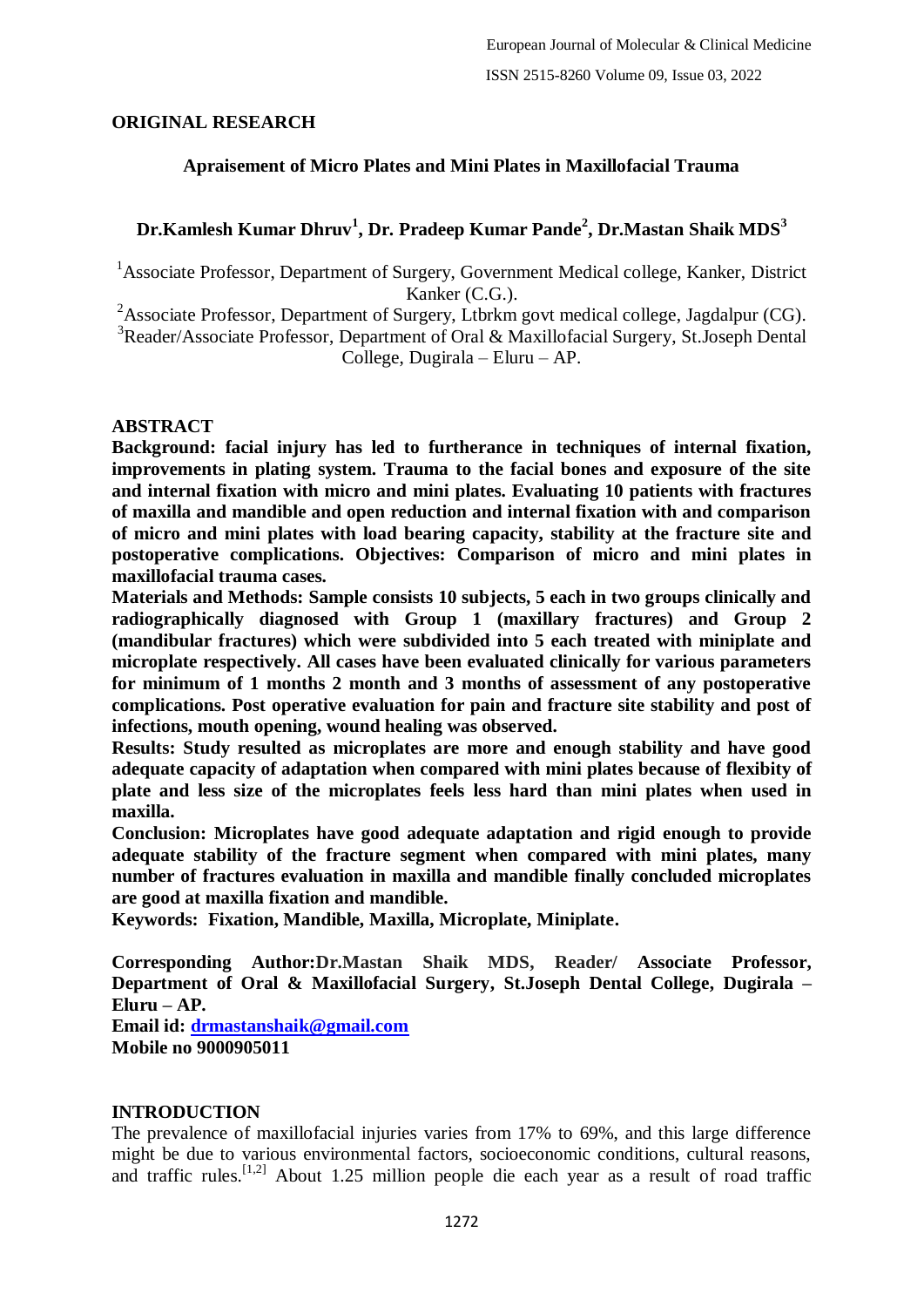## ORIGINAL RESEARCH

# Apraisement of Micro Plates and Mini Plates in Maxillofacial Trauma

**Dr.Kamlesh Kumar Dhruv[1], Dr. Pradeep Kumar Pande[2], Dr.Mastan Shaik MDS[3]**

[1]Associate Professor, Department of Surgery, Government Medical college, Kanker, District Kanker (C.G.).

[2]Associate Professor, Department of Surgery, Ltbrkm govt medical college, Jagdalpur (CG).

[3]Reader/Associate Professor, Department of Oral & Maxillofacial Surgery, St.Joseph Dental College, Dugirala – Eluru – AP.

## ABSTRACT

**Background: facial injury has led to furtherance in techniques of internal fixation, improvements in plating system. Trauma to the facial bones and exposure of the site and internal fixation with micro and mini plates. Evaluating 10 patients with fractures of maxilla and mandible and open reduction and internal fixation with and comparison of micro and mini plates with load bearing capacity, stability at the fracture site and postoperative complications. Objectives: Comparison of micro and mini plates in maxillofacial trauma cases.**

**Materials and Methods: Sample consists 10 subjects, 5 each in two groups clinically and radiographically diagnosed with Group 1 (maxillary fractures) and Group 2 (mandibular fractures) which were subdivided into 5 each treated with miniplate and microplate respectively. All cases have been evaluated clinically for various parameters for minimum of 1 months 2 month and 3 months of assessment of any postoperative complications. Post operative evaluation for pain and fracture site stability and post of infections, mouth opening, wound healing was observed.**

**Results: Study resulted as microplates are more and enough stability and have good adequate capacity of adaptation when compared with mini plates because of flexibity of plate and less size of the microplates feels less hard than mini plates when used in maxilla.**

**Conclusion: Microplates have good adequate adaptation and rigid enough to provide adequate stability of the fracture segment when compared with mini plates, many number of fractures evaluation in maxilla and mandible finally concluded microplates are good at maxilla fixation and mandible.**

**Keywords: Fixation, Mandible, Maxilla, Microplate, Miniplate.**

**Corresponding Author:Dr.Mastan Shaik MDS, Reader/ Associate Professor, Department of Oral & Maxillofacial Surgery, St.Joseph Dental College, Dugirala – Eluru – AP.**

**Email id: drmastanshaik@gmail.com**

**Mobile no 9000905011**

## INTRODUCTION

The prevalence of maxillofacial injuries varies from 17% to 69%, and this large difference might be due to various environmental factors, socioeconomic conditions, cultural reasons, and traffic rules.[1,2] About 1.25 million people die each year as a result of road traffic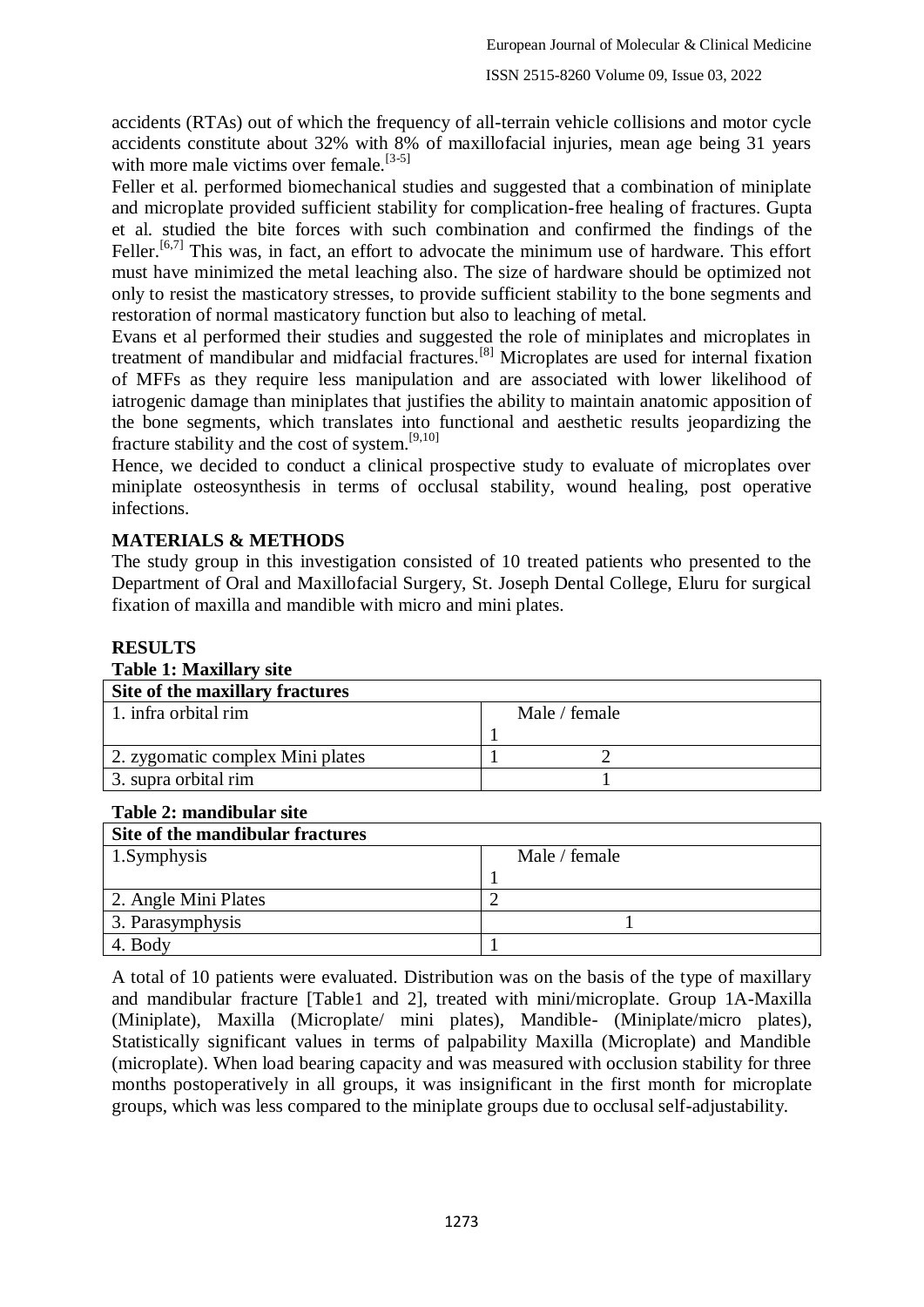accidents (RTAs) out of which the frequency of all-terrain vehicle collisions and motor cycle accidents constitute about 32% with 8% of maxillofacial injuries, mean age being 31 years with more male victims over female.[3-5]

Feller et al. performed biomechanical studies and suggested that a combination of miniplate and microplate provided sufficient stability for complication-free healing of fractures. Gupta et al. studied the bite forces with such combination and confirmed the findings of the Feller.[6,7] This was, in fact, an effort to advocate the minimum use of hardware. This effort must have minimized the metal leaching also. The size of hardware should be optimized not only to resist the masticatory stresses, to provide sufficient stability to the bone segments and restoration of normal masticatory function but also to leaching of metal.

Evans et al performed their studies and suggested the role of miniplates and microplates in treatment of mandibular and midfacial fractures.[8] Microplates are used for internal fixation of MFFs as they require less manipulation and are associated with lower likelihood of iatrogenic damage than miniplates that justifies the ability to maintain anatomic apposition of the bone segments, which translates into functional and aesthetic results jeopardizing the fracture stability and the cost of system.[9,10]

Hence, we decided to conduct a clinical prospective study to evaluate of microplates over miniplate osteosynthesis in terms of occlusal stability, wound healing, post operative infections.

## MATERIALS & METHODS

The study group in this investigation consisted of 10 treated patients who presented to the Department of Oral and Maxillofacial Surgery, St. Joseph Dental College, Eluru for surgical fixation of maxilla and mandible with micro and mini plates.

## RESULTS

**Table 1: Maxillary site**

| Site of the maxillary fractures | | |
|---|---|---|
| 1. infra orbital rim | Male / female | |
| | 1 | |
| 2. zygomatic complex Mini plates | 1 | 2 |
| 3. supra orbital rim | | 1 |

**Table 2: mandibular site**

| Site of the mandibular fractures | | |
|---|---|---|
| 1.Symphysis | Male / female | |
| | 1 | |
| 2. Angle Mini Plates | 2 | |
| 3. Parasymphysis | | 1 |
| 4. Body | 1 | |

A total of 10 patients were evaluated. Distribution was on the basis of the type of maxillary and mandibular fracture [Table1 and 2], treated with mini/microplate. Group 1A-Maxilla (Miniplate), Maxilla (Microplate/ mini plates), Mandible- (Miniplate/micro plates), Statistically significant values in terms of palpability Maxilla (Microplate) and Mandible (microplate). When load bearing capacity and was measured with occlusion stability for three months postoperatively in all groups, it was insignificant in the first month for microplate groups, which was less compared to the miniplate groups due to occlusal self-adjustability.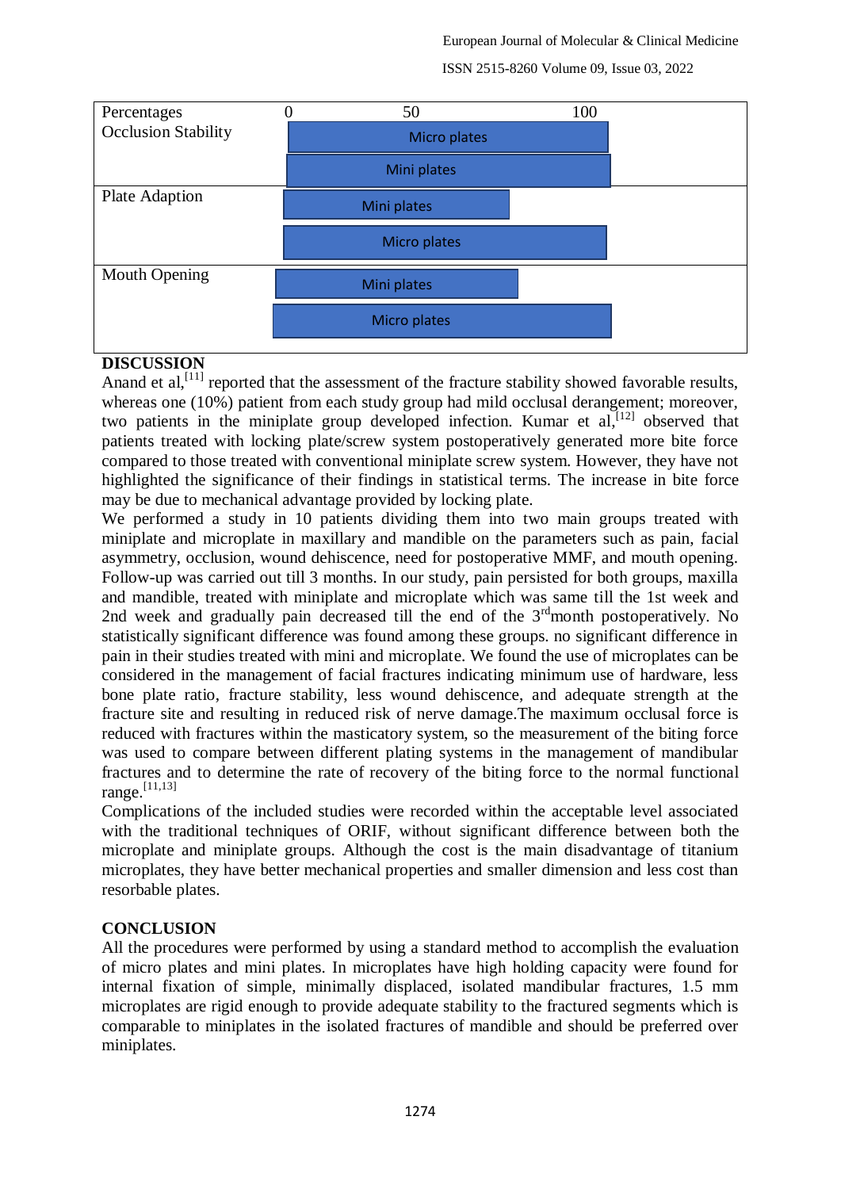| Percentages | 0 | 50 | 100 |
|---|---|---|---|
| Occlusion Stability | Micro plates | | |
| | Mini plates | | |
| Plate Adaption | Mini plates | | |
| | Micro plates | | |
| Mouth Opening | Mini plates | | |
| | Micro plates | | |

**DISCUSSION**

Anand et al,[11] reported that the assessment of the fracture stability showed favorable results, whereas one (10%) patient from each study group had mild occlusal derangement; moreover, two patients in the miniplate group developed infection. Kumar et al,[12] observed that patients treated with locking plate/screw system postoperatively generated more bite force compared to those treated with conventional miniplate screw system. However, they have not highlighted the significance of their findings in statistical terms. The increase in bite force may be due to mechanical advantage provided by locking plate.

We performed a study in 10 patients dividing them into two main groups treated with miniplate and microplate in maxillary and mandible on the parameters such as pain, facial asymmetry, occlusion, wound dehiscence, need for postoperative MMF, and mouth opening. Follow-up was carried out till 3 months. In our study, pain persisted for both groups, maxilla and mandible, treated with miniplate and microplate which was same till the 1st week and 2nd week and gradually pain decreased till the end of the 3rdmonth postoperatively. No statistically significant difference was found among these groups. no significant difference in pain in their studies treated with mini and microplate. We found the use of microplates can be considered in the management of facial fractures indicating minimum use of hardware, less bone plate ratio, fracture stability, less wound dehiscence, and adequate strength at the fracture site and resulting in reduced risk of nerve damage.The maximum occlusal force is reduced with fractures within the masticatory system, so the measurement of the biting force was used to compare between different plating systems in the management of mandibular fractures and to determine the rate of recovery of the biting force to the normal functional range.[11,13]

Complications of the included studies were recorded within the acceptable level associated with the traditional techniques of ORIF, without significant difference between both the microplate and miniplate groups. Although the cost is the main disadvantage of titanium microplates, they have better mechanical properties and smaller dimension and less cost than resorbable plates.

**CONCLUSION**

All the procedures were performed by using a standard method to accomplish the evaluation of micro plates and mini plates. In microplates have high holding capacity were found for internal fixation of simple, minimally displaced, isolated mandibular fractures, 1.5 mm microplates are rigid enough to provide adequate stability to the fractured segments which is comparable to miniplates in the isolated fractures of mandible and should be preferred over miniplates.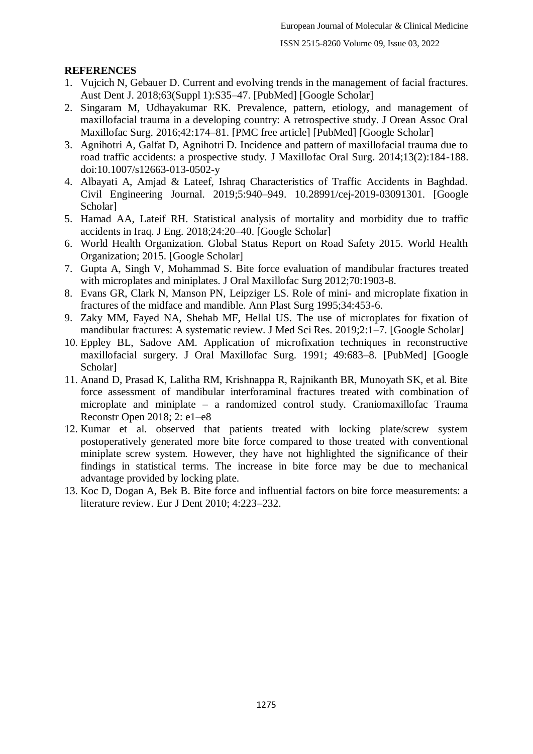## REFERENCES

1. Vujcich N, Gebauer D. Current and evolving trends in the management of facial fractures. Aust Dent J. 2018;63(Suppl 1):S35–47. [PubMed] [Google Scholar]
2. Singaram M, Udhayakumar RK. Prevalence, pattern, etiology, and management of maxillofacial trauma in a developing country: A retrospective study. J Orean Assoc Oral Maxillofac Surg. 2016;42:174–81. [PMC free article] [PubMed] [Google Scholar]
3. Agnihotri A, Galfat D, Agnihotri D. Incidence and pattern of maxillofacial trauma due to road traffic accidents: a prospective study. J Maxillofac Oral Surg. 2014;13(2):184-188. doi:10.1007/s12663-013-0502-y
4. Albayati A, Amjad & Lateef, Ishraq Characteristics of Traffic Accidents in Baghdad. Civil Engineering Journal. 2019;5:940–949. 10.28991/cej-2019-03091301. [Google Scholar]
5. Hamad AA, Lateif RH. Statistical analysis of mortality and morbidity due to traffic accidents in Iraq. J Eng. 2018;24:20–40. [Google Scholar]
6. World Health Organization. Global Status Report on Road Safety 2015. World Health Organization; 2015. [Google Scholar]
7. Gupta A, Singh V, Mohammad S. Bite force evaluation of mandibular fractures treated with microplates and miniplates. J Oral Maxillofac Surg 2012;70:1903-8.
8. Evans GR, Clark N, Manson PN, Leipziger LS. Role of mini- and microplate fixation in fractures of the midface and mandible. Ann Plast Surg 1995;34:453-6.
9. Zaky MM, Fayed NA, Shehab MF, Hellal US. The use of microplates for fixation of mandibular fractures: A systematic review. J Med Sci Res. 2019;2:1–7. [Google Scholar]
10. Eppley BL, Sadove AM. Application of microfixation techniques in reconstructive maxillofacial surgery. J Oral Maxillofac Surg. 1991; 49:683–8. [PubMed] [Google Scholar]
11. Anand D, Prasad K, Lalitha RM, Krishnappa R, Rajnikanth BR, Munoyath SK, et al. Bite force assessment of mandibular interforaminal fractures treated with combination of microplate and miniplate – a randomized control study. Craniomaxillofac Trauma Reconstr Open 2018; 2: e1–e8
12. Kumar et al. observed that patients treated with locking plate/screw system postoperatively generated more bite force compared to those treated with conventional miniplate screw system. However, they have not highlighted the significance of their findings in statistical terms. The increase in bite force may be due to mechanical advantage provided by locking plate.
13. Koc D, Dogan A, Bek B. Bite force and influential factors on bite force measurements: a literature review. Eur J Dent 2010; 4:223–232.